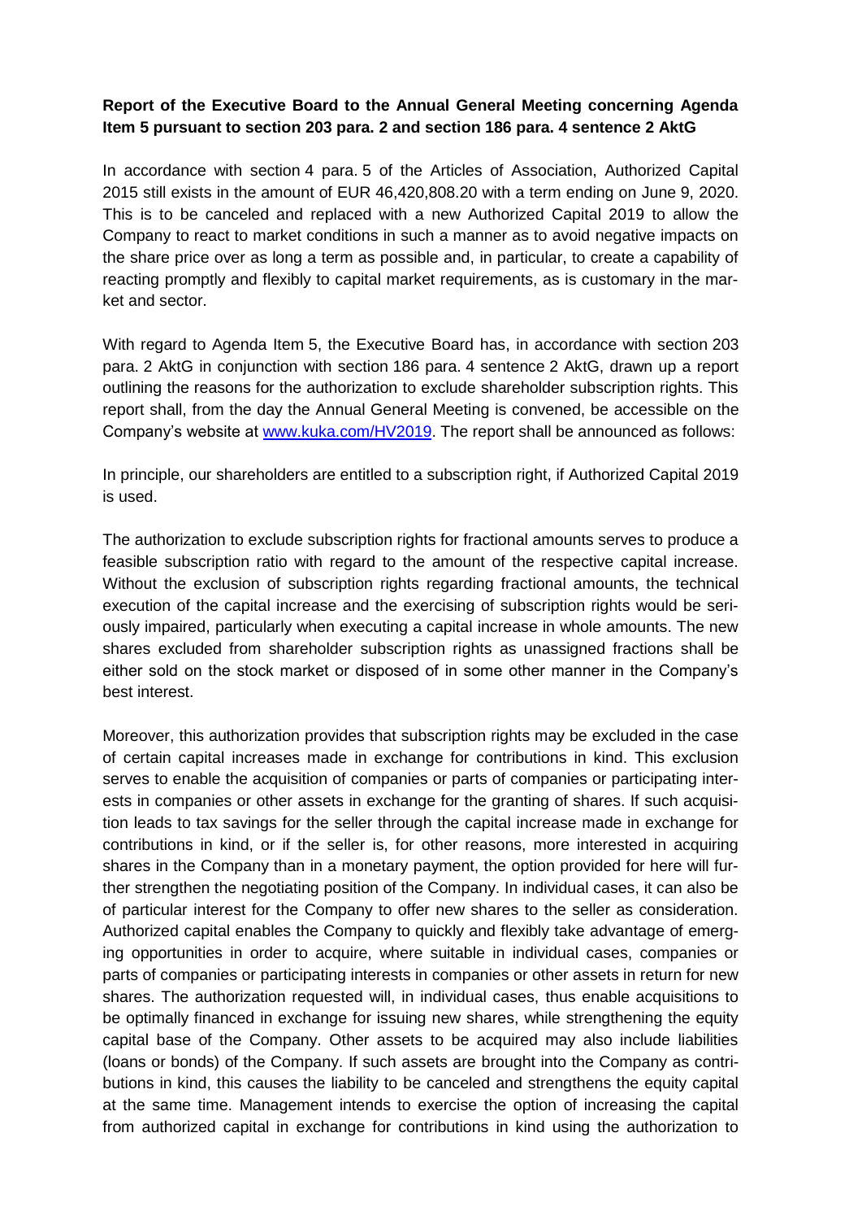**Report of the Executive Board to the Annual General Meeting concerning Agenda Item 5 pursuant to section 203 para. 2 and section 186 para. 4 sentence 2 AktG**

In accordance with section 4 para. 5 of the Articles of Association, Authorized Capital 2015 still exists in the amount of EUR 46,420,808.20 with a term ending on June 9, 2020. This is to be canceled and replaced with a new Authorized Capital 2019 to allow the Company to react to market conditions in such a manner as to avoid negative impacts on the share price over as long a term as possible and, in particular, to create a capability of reacting promptly and flexibly to capital market requirements, as is customary in the market and sector.

With regard to Agenda Item 5, the Executive Board has, in accordance with section 203 para. 2 AktG in conjunction with section 186 para. 4 sentence 2 AktG, drawn up a report outlining the reasons for the authorization to exclude shareholder subscription rights. This report shall, from the day the Annual General Meeting is convened, be accessible on the Company's website at www.kuka.com/HV2019. The report shall be announced as follows:

In principle, our shareholders are entitled to a subscription right, if Authorized Capital 2019 is used.

The authorization to exclude subscription rights for fractional amounts serves to produce a feasible subscription ratio with regard to the amount of the respective capital increase. Without the exclusion of subscription rights regarding fractional amounts, the technical execution of the capital increase and the exercising of subscription rights would be seriously impaired, particularly when executing a capital increase in whole amounts. The new shares excluded from shareholder subscription rights as unassigned fractions shall be either sold on the stock market or disposed of in some other manner in the Company's best interest.

Moreover, this authorization provides that subscription rights may be excluded in the case of certain capital increases made in exchange for contributions in kind. This exclusion serves to enable the acquisition of companies or parts of companies or participating interests in companies or other assets in exchange for the granting of shares. If such acquisition leads to tax savings for the seller through the capital increase made in exchange for contributions in kind, or if the seller is, for other reasons, more interested in acquiring shares in the Company than in a monetary payment, the option provided for here will further strengthen the negotiating position of the Company. In individual cases, it can also be of particular interest for the Company to offer new shares to the seller as consideration. Authorized capital enables the Company to quickly and flexibly take advantage of emerging opportunities in order to acquire, where suitable in individual cases, companies or parts of companies or participating interests in companies or other assets in return for new shares. The authorization requested will, in individual cases, thus enable acquisitions to be optimally financed in exchange for issuing new shares, while strengthening the equity capital base of the Company. Other assets to be acquired may also include liabilities (loans or bonds) of the Company. If such assets are brought into the Company as contributions in kind, this causes the liability to be canceled and strengthens the equity capital at the same time. Management intends to exercise the option of increasing the capital from authorized capital in exchange for contributions in kind using the authorization to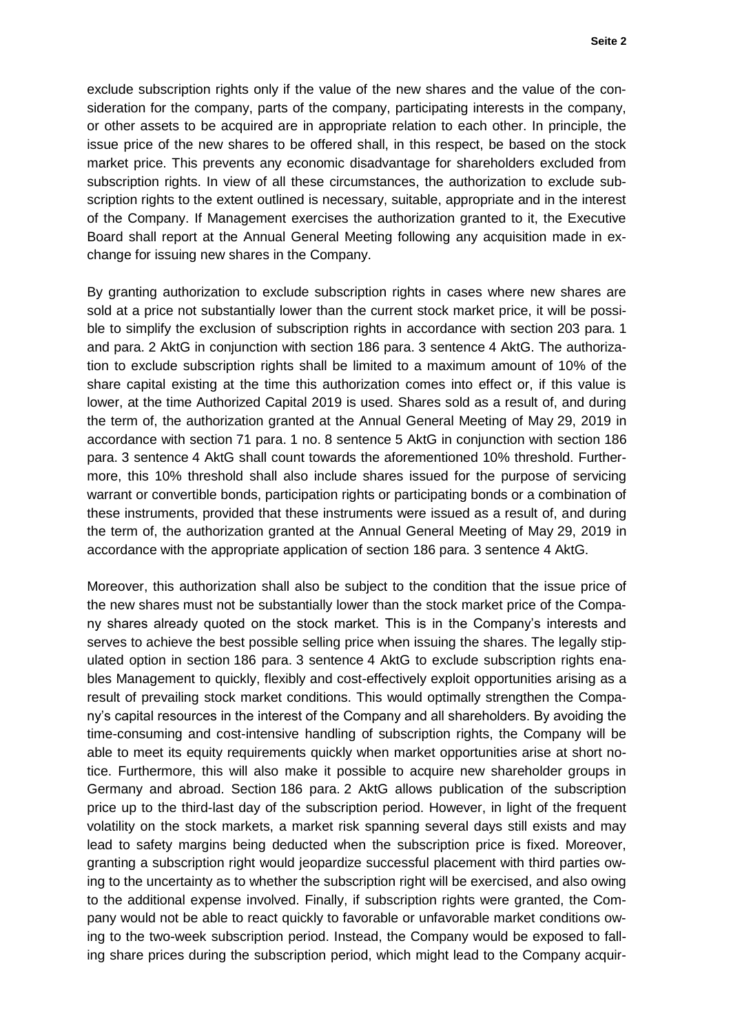exclude subscription rights only if the value of the new shares and the value of the consideration for the company, parts of the company, participating interests in the company, or other assets to be acquired are in appropriate relation to each other. In principle, the issue price of the new shares to be offered shall, in this respect, be based on the stock market price. This prevents any economic disadvantage for shareholders excluded from subscription rights. In view of all these circumstances, the authorization to exclude subscription rights to the extent outlined is necessary, suitable, appropriate and in the interest of the Company. If Management exercises the authorization granted to it, the Executive Board shall report at the Annual General Meeting following any acquisition made in exchange for issuing new shares in the Company.

By granting authorization to exclude subscription rights in cases where new shares are sold at a price not substantially lower than the current stock market price, it will be possible to simplify the exclusion of subscription rights in accordance with section 203 para. 1 and para. 2 AktG in conjunction with section 186 para. 3 sentence 4 AktG. The authorization to exclude subscription rights shall be limited to a maximum amount of 10% of the share capital existing at the time this authorization comes into effect or, if this value is lower, at the time Authorized Capital 2019 is used. Shares sold as a result of, and during the term of, the authorization granted at the Annual General Meeting of May 29, 2019 in accordance with section 71 para. 1 no. 8 sentence 5 AktG in conjunction with section 186 para. 3 sentence 4 AktG shall count towards the aforementioned 10% threshold. Furthermore, this 10% threshold shall also include shares issued for the purpose of servicing warrant or convertible bonds, participation rights or participating bonds or a combination of these instruments, provided that these instruments were issued as a result of, and during the term of, the authorization granted at the Annual General Meeting of May 29, 2019 in accordance with the appropriate application of section 186 para. 3 sentence 4 AktG.

Moreover, this authorization shall also be subject to the condition that the issue price of the new shares must not be substantially lower than the stock market price of the Company shares already quoted on the stock market. This is in the Company's interests and serves to achieve the best possible selling price when issuing the shares. The legally stipulated option in section 186 para. 3 sentence 4 AktG to exclude subscription rights enables Management to quickly, flexibly and cost-effectively exploit opportunities arising as a result of prevailing stock market conditions. This would optimally strengthen the Company's capital resources in the interest of the Company and all shareholders. By avoiding the time-consuming and cost-intensive handling of subscription rights, the Company will be able to meet its equity requirements quickly when market opportunities arise at short notice. Furthermore, this will also make it possible to acquire new shareholder groups in Germany and abroad. Section 186 para. 2 AktG allows publication of the subscription price up to the third-last day of the subscription period. However, in light of the frequent volatility on the stock markets, a market risk spanning several days still exists and may lead to safety margins being deducted when the subscription price is fixed. Moreover, granting a subscription right would jeopardize successful placement with third parties owing to the uncertainty as to whether the subscription right will be exercised, and also owing to the additional expense involved. Finally, if subscription rights were granted, the Company would not be able to react quickly to favorable or unfavorable market conditions owing to the two-week subscription period. Instead, the Company would be exposed to falling share prices during the subscription period, which might lead to the Company acquir-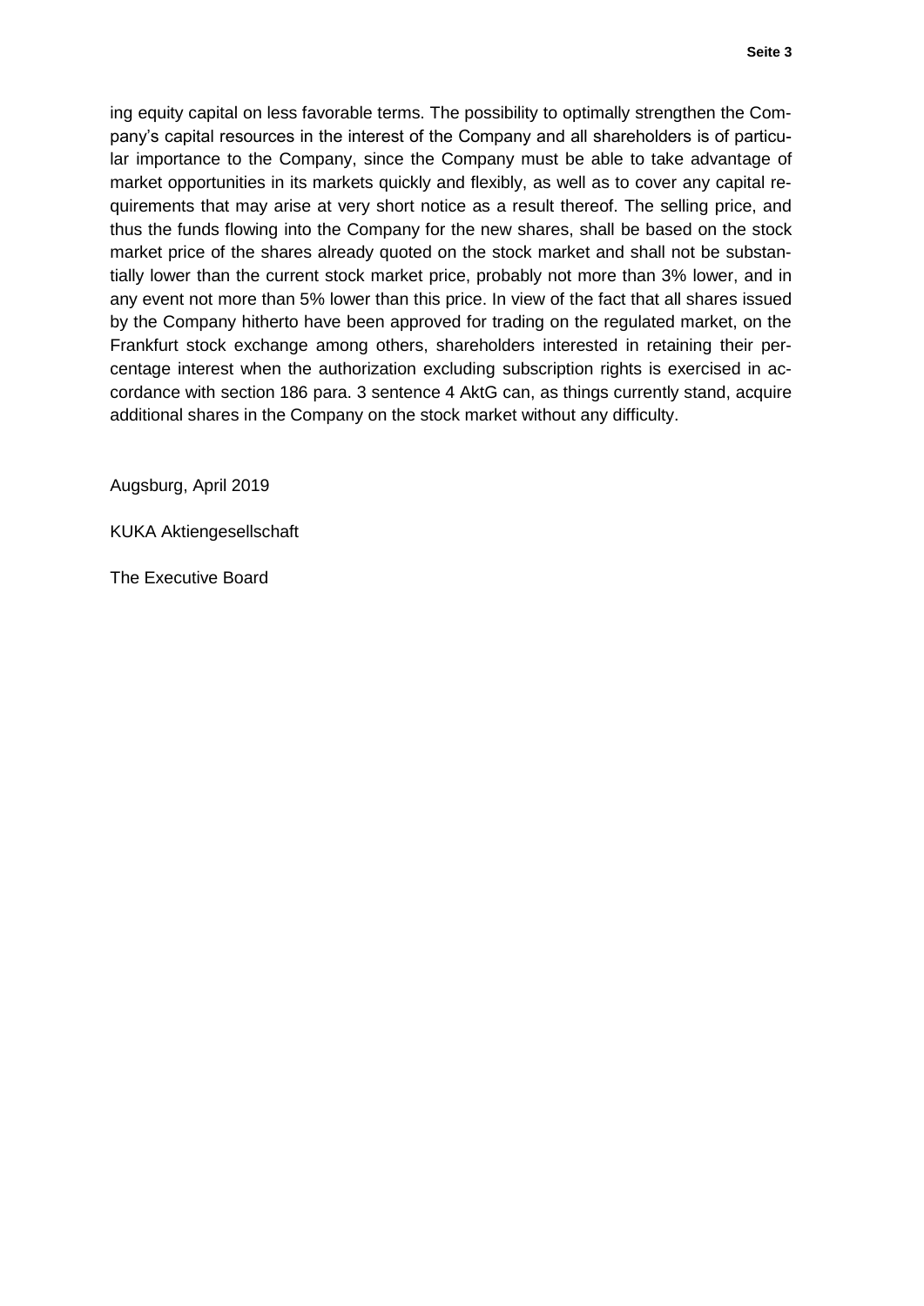ing equity capital on less favorable terms. The possibility to optimally strengthen the Company's capital resources in the interest of the Company and all shareholders is of particular importance to the Company, since the Company must be able to take advantage of market opportunities in its markets quickly and flexibly, as well as to cover any capital requirements that may arise at very short notice as a result thereof. The selling price, and thus the funds flowing into the Company for the new shares, shall be based on the stock market price of the shares already quoted on the stock market and shall not be substantially lower than the current stock market price, probably not more than 3% lower, and in any event not more than 5% lower than this price. In view of the fact that all shares issued by the Company hitherto have been approved for trading on the regulated market, on the Frankfurt stock exchange among others, shareholders interested in retaining their percentage interest when the authorization excluding subscription rights is exercised in accordance with section 186 para. 3 sentence 4 AktG can, as things currently stand, acquire additional shares in the Company on the stock market without any difficulty.

Augsburg, April 2019

KUKA Aktiengesellschaft

The Executive Board